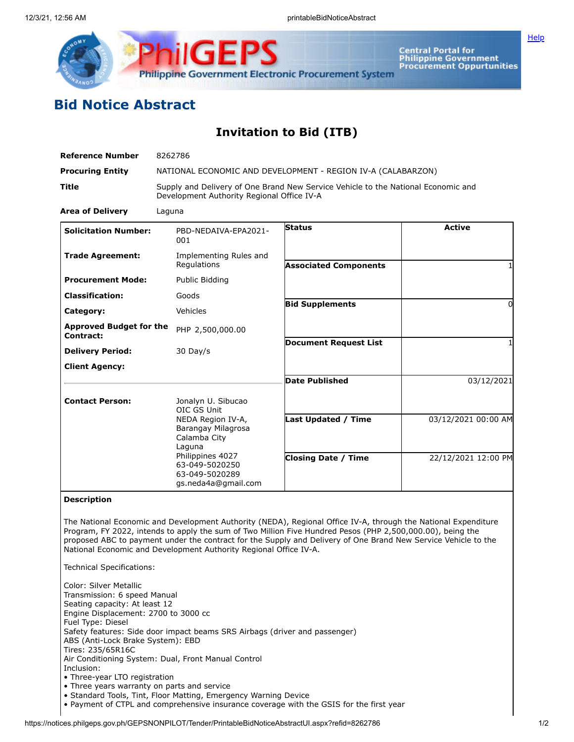# Bid Notice Abstract

## Invitation to Bid (ITB)

| | |
|---|---|
| **Reference Number** | 8262786 |
| **Procuring Entity** | NATIONAL ECONOMIC AND DEVELOPMENT - REGION IV-A (CALABARZON) |
| **Title** | Supply and Delivery of One Brand New Service Vehicle to the National Economic and Development Authority Regional Office IV-A |
| **Area of Delivery** | Laguna |

| | | | |
|---|---|---|---|
| **Solicitation Number:** | PBD-NEDAIVA-EPA2021-001 | **Status** | Active |
| **Trade Agreement:** | Implementing Rules and Regulations | **Associated Components** | 1 |
| **Procurement Mode:** | Public Bidding | **Bid Supplements** | 0 |
| **Classification:** | Goods | **Document Request List** | 1 |
| **Category:** | Vehicles | **Date Published** | 03/12/2021 |
| **Approved Budget for the Contract:** | PHP 2,500,000.00 | **Last Updated / Time** | 03/12/2021 00:00 AM |
| **Delivery Period:** | 30 Day/s | **Closing Date / Time** | 22/12/2021 12:00 PM |
| **Client Agency:** | | | |
| **Contact Person:** | Jonalyn U. Sibucao<br>OIC GS Unit<br>NEDA Region IV-A,<br>Barangay Milagrosa<br>Calamba City<br>Laguna<br>Philippines 4027<br>63-049-5020250<br>63-049-5020289<br>gs.neda4a@gmail.com | | |

**Description**

The National Economic and Development Authority (NEDA), Regional Office IV-A, through the National Expenditure Program, FY 2022, intends to apply the sum of Two Million Five Hundred Pesos (PHP 2,500,000.00), being the proposed ABC to payment under the contract for the Supply and Delivery of One Brand New Service Vehicle to the National Economic and Development Authority Regional Office IV-A.

Technical Specifications:

Color: Silver Metallic
Transmission: 6 speed Manual
Seating capacity: At least 12
Engine Displacement: 2700 to 3000 cc
Fuel Type: Diesel
Safety features: Side door impact beams SRS Airbags (driver and passenger)
ABS (Anti-Lock Brake System): EBD
Tires: 235/65R16C
Air Conditioning System: Dual, Front Manual Control
Inclusion:

- Three-year LTO registration
- Three years warranty on parts and service
- Standard Tools, Tint, Floor Matting, Emergency Warning Device
- Payment of CTPL and comprehensive insurance coverage with the GSIS for the first year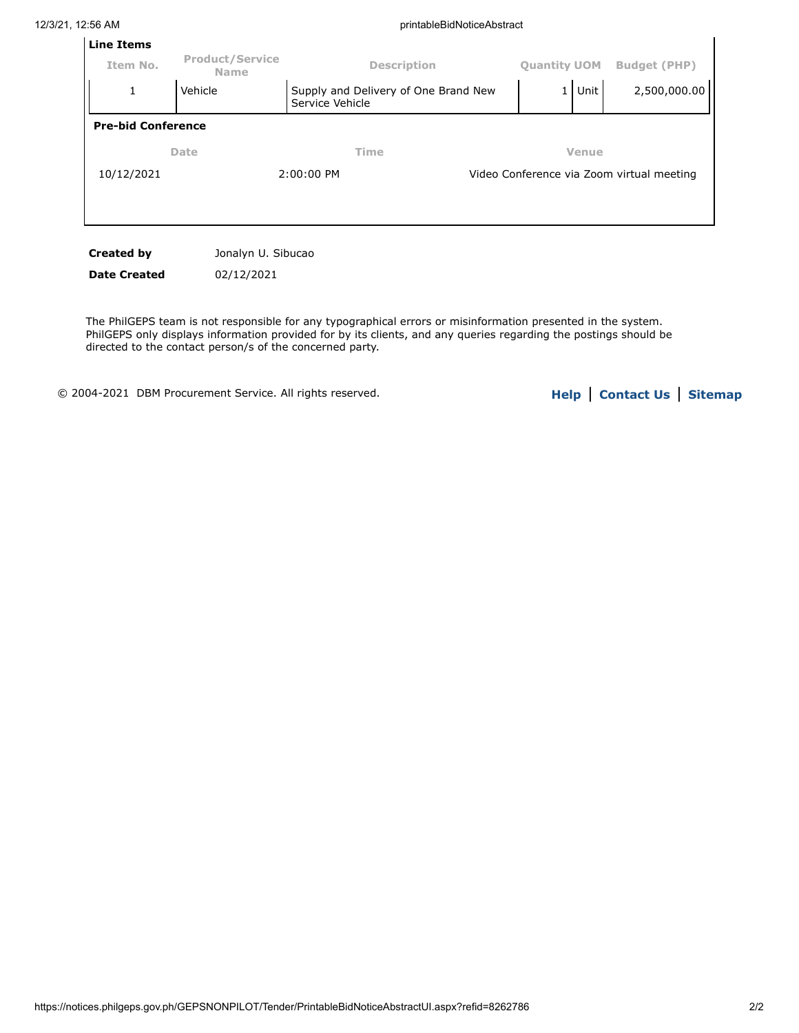**Line Items**

| Item No. | Product/Service Name | Description | Quantity | UOM | Budget (PHP) |
|---|---|---|---|---|---|
| 1 | Vehicle | Supply and Delivery of One Brand New Service Vehicle | 1 | Unit | 2,500,000.00 |

**Pre-bid Conference**

| Date | Time | Venue |
|---|---|---|
| 10/12/2021 | 2:00:00 PM | Video Conference via Zoom virtual meeting |

**Created by** Jonalyn U. Sibucao

**Date Created** 02/12/2021

The PhilGEPS team is not responsible for any typographical errors or misinformation presented in the system. PhilGEPS only displays information provided for by its clients, and any queries regarding the postings should be directed to the contact person/s of the concerned party.

© 2004-2021 DBM Procurement Service. All rights reserved.

**Help** | **Contact Us** | **Sitemap**